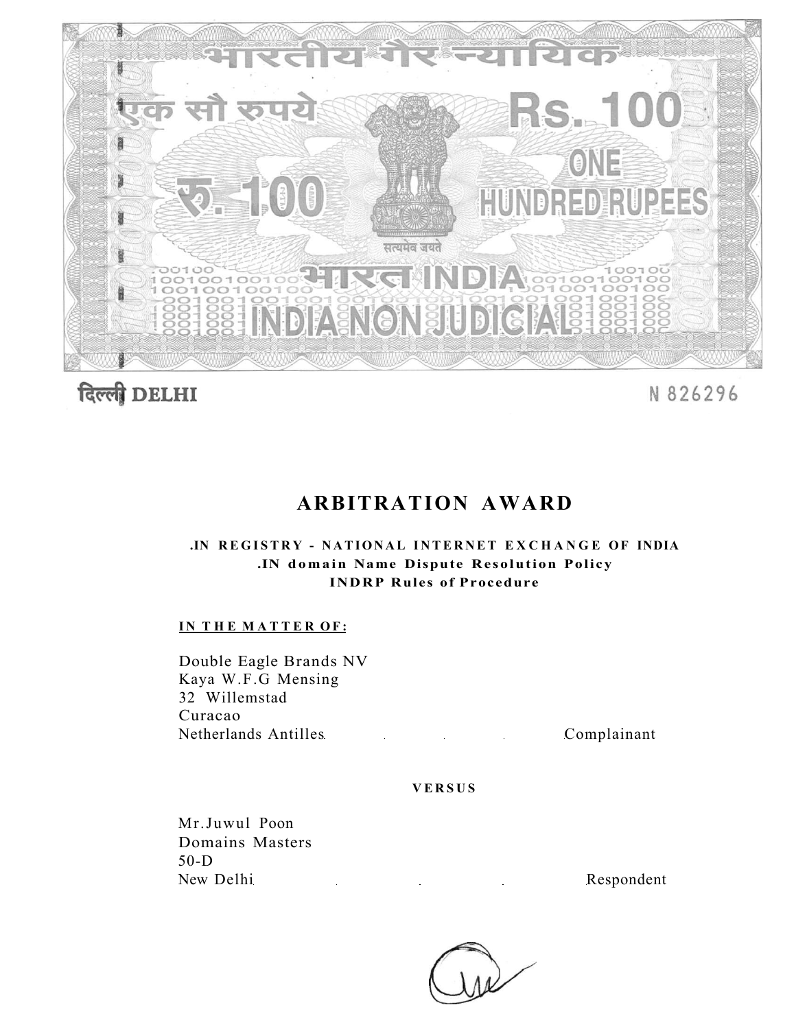भारतीय गैर न्यायिक

एक सौ रुपये Rs. 100

रु. 100 ONE HUNDRED RUPEES

सत्यमेव जयते

भारत INDIA

INDIA NON JUDICIAL

दिल्ली DELHI

N 826296

# ARBITRATION AWARD

**.IN REGISTRY - NATIONAL INTERNET EXCHANGE OF INDIA**
**.IN domain Name Dispute Resolution Policy**
**INDRP Rules of Procedure**

**IN THE MATTER OF:**

Double Eagle Brands NV
Kaya W.F.G Mensing
32 Willemstad
Curacao
Netherlands Antilles ... Complainant

**VERSUS**

Mr.Juwul Poon
Domains Masters
50-D
New Delhi ... Respondent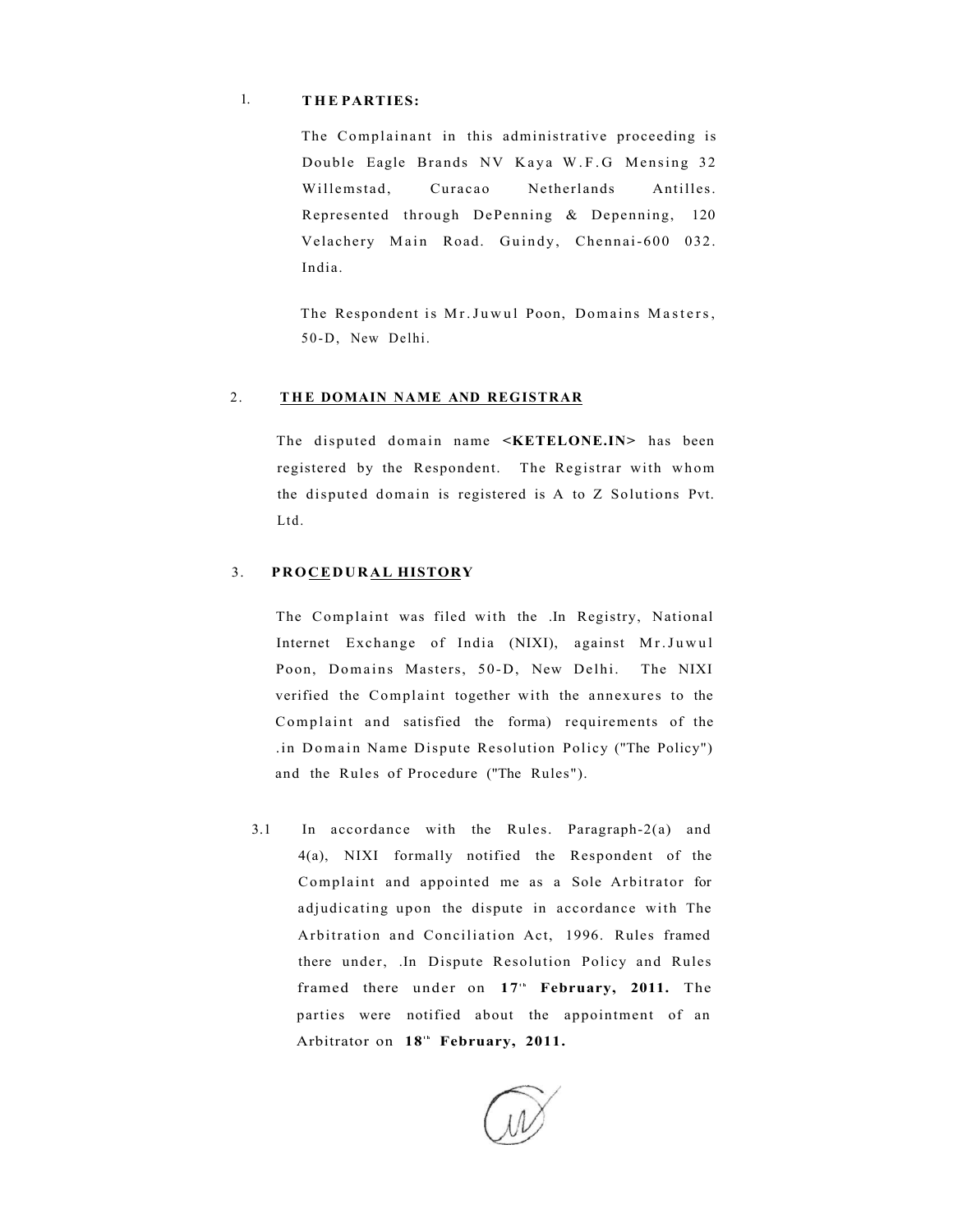1. **THE PARTIES:**

   The Complainant in this administrative proceeding is Double Eagle Brands NV Kaya W.F.G Mensing 32 Willemstad, Curacao Netherlands Antilles. Represented through DePenning & Depenning, 120 Velachery Main Road. Guindy, Chennai-600 032. India.

   The Respondent is Mr.Juwul Poon, Domains Masters, 50-D, New Delhi.

2. **THE DOMAIN NAME AND REGISTRAR**

   The disputed domain name **<KETELONE.IN>** has been registered by the Respondent. The Registrar with whom the disputed domain is registered is A to Z Solutions Pvt. Ltd.

3. **PROCEDURAL HISTORY**

   The Complaint was filed with the .In Registry, National Internet Exchange of India (NIXI), against Mr.Juwul Poon, Domains Masters, 50-D, New Delhi. The NIXI verified the Complaint together with the annexures to the Complaint and satisfied the forma) requirements of the .in Domain Name Dispute Resolution Policy ("The Policy") and the Rules of Procedure ("The Rules").

   3.1 In accordance with the Rules. Paragraph-2(a) and 4(a), NIXI formally notified the Respondent of the Complaint and appointed me as a Sole Arbitrator for adjudicating upon the dispute in accordance with The Arbitration and Conciliation Act, 1996. Rules framed there under, .In Dispute Resolution Policy and Rules framed there under on **17th February, 2011.** The parties were notified about the appointment of an Arbitrator on **18th February, 2011.**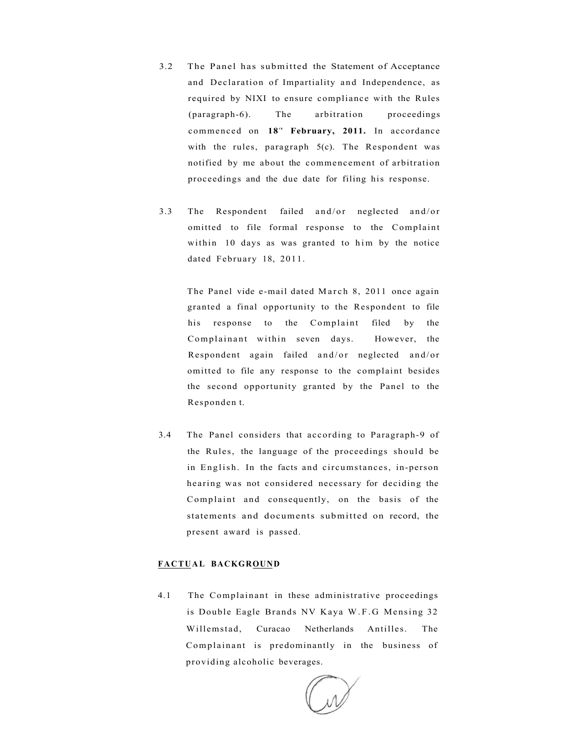3.2 The Panel has submitted the Statement of Acceptance and Declaration of Impartiality and Independence, as required by NIXI to ensure compliance with the Rules (paragraph-6). The arbitration proceedings commenced on **18th February, 2011.** In accordance with the rules, paragraph 5(c). The Respondent was notified by me about the commencement of arbitration proceedings and the due date for filing his response.

3.3 The Respondent failed and/or neglected and/or omitted to file formal response to the Complaint within 10 days as was granted to him by the notice dated February 18, 2011.

The Panel vide e-mail dated March 8, 2011 once again granted a final opportunity to the Respondent to file his response to the Complaint filed by the Complainant within seven days. However, the Respondent again failed and/or neglected and/or omitted to file any response to the complaint besides the second opportunity granted by the Panel to the Responden t.

3.4 The Panel considers that according to Paragraph-9 of the Rules, the language of the proceedings should be in English. In the facts and circumstances, in-person hearing was not considered necessary for deciding the Complaint and consequently, on the basis of the statements and documents submitted on record, the present award is passed.

**FACTUAL BACKGROUND**

4.1 The Complainant in these administrative proceedings is Double Eagle Brands NV Kaya W.F.G Mensing 32 Willemstad, Curacao Netherlands Antilles. The Complainant is predominantly in the business of providing alcoholic beverages.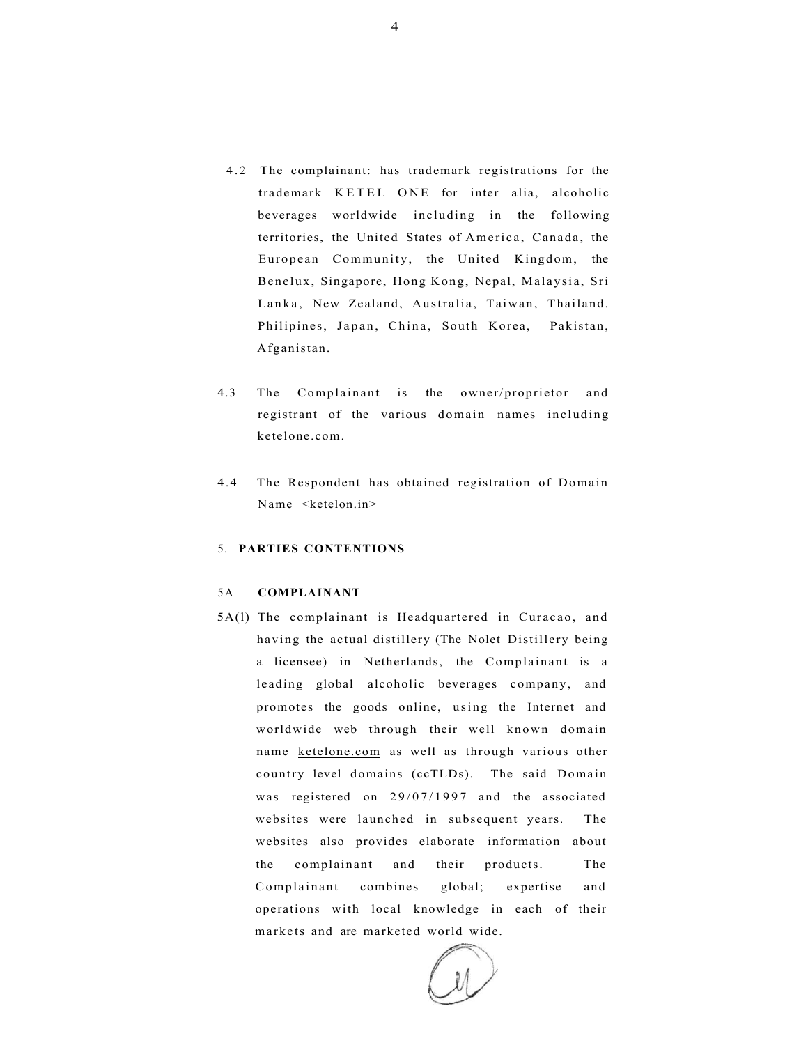4.2 The complainant: has trademark registrations for the trademark KETEL ONE for inter alia, alcoholic beverages worldwide including in the following territories, the United States of America, Canada, the European Community, the United Kingdom, the Benelux, Singapore, Hong Kong, Nepal, Malaysia, Sri Lanka, New Zealand, Australia, Taiwan, Thailand. Philipines, Japan, China, South Korea, Pakistan, Afganistan.

4.3 The Complainant is the owner/proprietor and registrant of the various domain names including ketelone.com.

4.4 The Respondent has obtained registration of Domain Name <ketelon.in>

5. **PARTIES CONTENTIONS**

5A **COMPLAINANT**

5A(l) The complainant is Headquartered in Curacao, and having the actual distillery (The Nolet Distillery being a licensee) in Netherlands, the Complainant is a leading global alcoholic beverages company, and promotes the goods online, using the Internet and worldwide web through their well known domain name ketelone.com as well as through various other country level domains (ccTLDs). The said Domain was registered on 29/07/1997 and the associated websites were launched in subsequent years. The websites also provides elaborate information about the complainant and their products. The Complainant combines global; expertise and operations with local knowledge in each of their markets and are marketed world wide.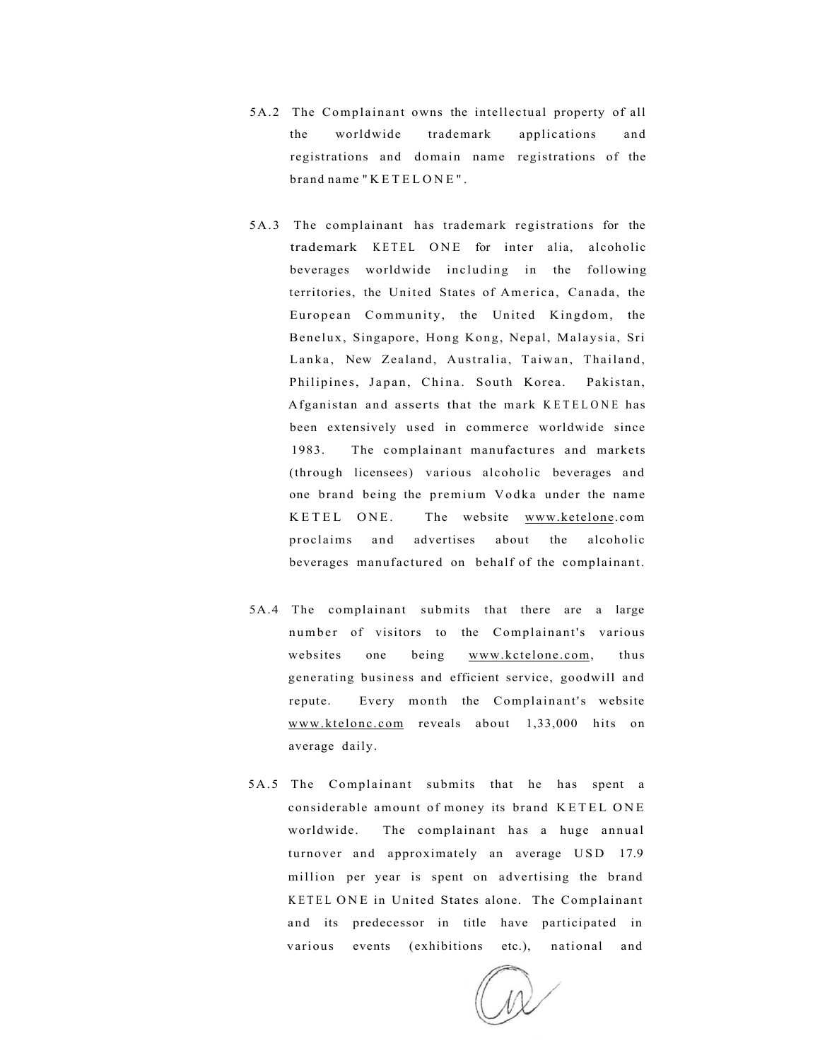5A.2 The Complainant owns the intellectual property of all the worldwide trademark applications and registrations and domain name registrations of the brand name "KETELONE".

5A.3 The complainant has trademark registrations for the trademark KETEL ONE for inter alia, alcoholic beverages worldwide including in the following territories, the United States of America, Canada, the European Community, the United Kingdom, the Benelux, Singapore, Hong Kong, Nepal, Malaysia, Sri Lanka, New Zealand, Australia, Taiwan, Thailand, Philipines, Japan, China. South Korea. Pakistan, Afganistan and asserts that the mark KETELONE has been extensively used in commerce worldwide since 1983. The complainant manufactures and markets (through licensees) various alcoholic beverages and one brand being the premium Vodka under the name KETEL ONE. The website www.ketelone.com proclaims and advertises about the alcoholic beverages manufactured on behalf of the complainant.

5A.4 The complainant submits that there are a large number of visitors to the Complainant's various websites one being www.kctelone.com, thus generating business and efficient service, goodwill and repute. Every month the Complainant's website www.ktelonc.com reveals about 1,33,000 hits on average daily.

5A.5 The Complainant submits that he has spent a considerable amount of money its brand KETEL ONE worldwide. The complainant has a huge annual turnover and approximately an average USD 17.9 million per year is spent on advertising the brand KETEL ONE in United States alone. The Complainant and its predecessor in title have participated in various events (exhibitions etc.), national and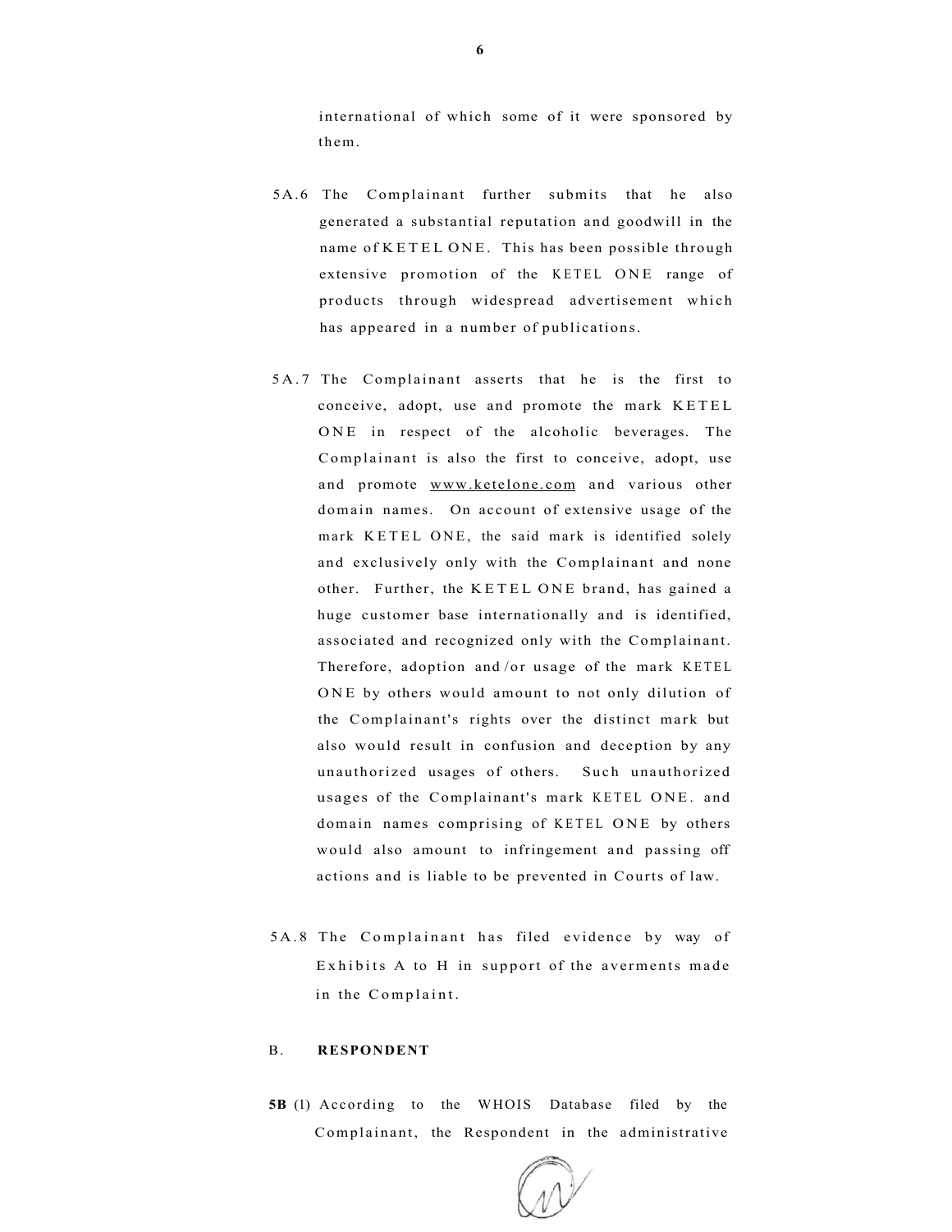international of which some of it were sponsored by them.

5A.6 The Complainant further submits that he also generated a substantial reputation and goodwill in the name of KETEL ONE. This has been possible through extensive promotion of the KETEL ONE range of products through widespread advertisement which has appeared in a number of publications.

5A.7 The Complainant asserts that he is the first to conceive, adopt, use and promote the mark KETEL ONE in respect of the alcoholic beverages. The Complainant is also the first to conceive, adopt, use and promote www.ketelone.com and various other domain names. On account of extensive usage of the mark KETEL ONE, the said mark is identified solely and exclusively only with the Complainant and none other. Further, the KETEL ONE brand, has gained a huge customer base internationally and is identified, associated and recognized only with the Complainant. Therefore, adoption and/or usage of the mark KETEL ONE by others would amount to not only dilution of the Complainant's rights over the distinct mark but also would result in confusion and deception by any unauthorized usages of others. Such unauthorized usages of the Complainant's mark KETEL ONE. and domain names comprising of KETEL ONE by others would also amount to infringement and passing off actions and is liable to be prevented in Courts of law.

5A.8 The Complainant has filed evidence by way of Exhibits A to H in support of the averments made in the Complaint.

B. **RESPONDENT**

**5B** (1) According to the WHOIS Database filed by the Complainant, the Respondent in the administrative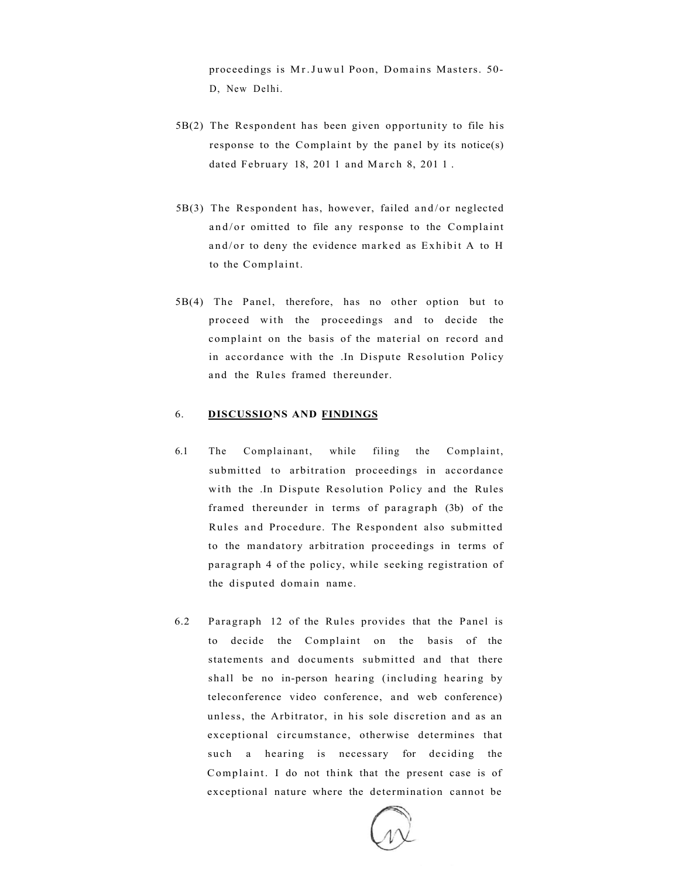proceedings is Mr.Juwul Poon, Domains Masters. 50-D, New Delhi.

5B(2) The Respondent has been given opportunity to file his response to the Complaint by the panel by its notice(s) dated February 18, 2011 and March 8, 2011.

5B(3) The Respondent has, however, failed and/or neglected and/or omitted to file any response to the Complaint and/or to deny the evidence marked as Exhibit A to H to the Complaint.

5B(4) The Panel, therefore, has no other option but to proceed with the proceedings and to decide the complaint on the basis of the material on record and in accordance with the .In Dispute Resolution Policy and the Rules framed thereunder.

## 6. DISCUSSIONS AND FINDINGS

6.1 The Complainant, while filing the Complaint, submitted to arbitration proceedings in accordance with the .In Dispute Resolution Policy and the Rules framed thereunder in terms of paragraph (3b) of the Rules and Procedure. The Respondent also submitted to the mandatory arbitration proceedings in terms of paragraph 4 of the policy, while seeking registration of the disputed domain name.

6.2 Paragraph 12 of the Rules provides that the Panel is to decide the Complaint on the basis of the statements and documents submitted and that there shall be no in-person hearing (including hearing by teleconference video conference, and web conference) unless, the Arbitrator, in his sole discretion and as an exceptional circumstance, otherwise determines that such a hearing is necessary for deciding the Complaint. I do not think that the present case is of exceptional nature where the determination cannot be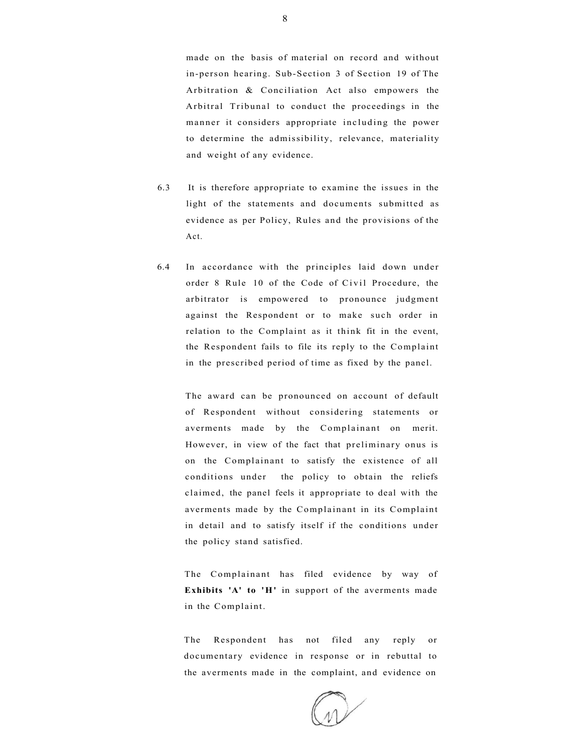made on the basis of material on record and without in-person hearing. Sub-Section 3 of Section 19 of The Arbitration & Conciliation Act also empowers the Arbitral Tribunal to conduct the proceedings in the manner it considers appropriate including the power to determine the admissibility, relevance, materiality and weight of any evidence.

6.3 It is therefore appropriate to examine the issues in the light of the statements and documents submitted as evidence as per Policy, Rules and the provisions of the Act.

6.4 In accordance with the principles laid down under order 8 Rule 10 of the Code of Civil Procedure, the arbitrator is empowered to pronounce judgment against the Respondent or to make such order in relation to the Complaint as it think fit in the event, the Respondent fails to file its reply to the Complaint in the prescribed period of time as fixed by the panel.

The award can be pronounced on account of default of Respondent without considering statements or averments made by the Complainant on merit. However, in view of the fact that preliminary onus is on the Complainant to satisfy the existence of all conditions under the policy to obtain the reliefs claimed, the panel feels it appropriate to deal with the averments made by the Complainant in its Complaint in detail and to satisfy itself if the conditions under the policy stand satisfied.

The Complainant has filed evidence by way of **Exhibits 'A' to 'H'** in support of the averments made in the Complaint.

The Respondent has not filed any reply or documentary evidence in response or in rebuttal to the averments made in the complaint, and evidence on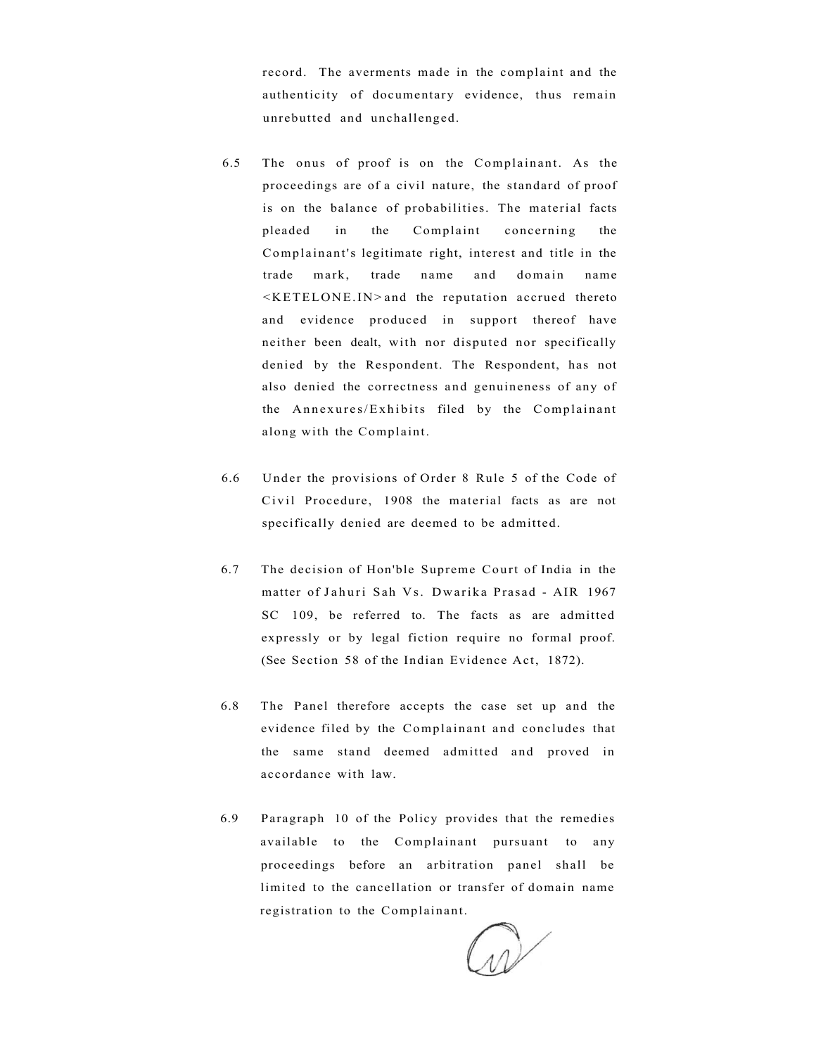record. The averments made in the complaint and the authenticity of documentary evidence, thus remain unrebutted and unchallenged.

6.5 The onus of proof is on the Complainant. As the proceedings are of a civil nature, the standard of proof is on the balance of probabilities. The material facts pleaded in the Complaint concerning the Complainant's legitimate right, interest and title in the trade mark, trade name and domain name <KETELONE.IN> and the reputation accrued thereto and evidence produced in support thereof have neither been dealt, with nor disputed nor specifically denied by the Respondent. The Respondent, has not also denied the correctness and genuineness of any of the Annexures/Exhibits filed by the Complainant along with the Complaint.

6.6 Under the provisions of Order 8 Rule 5 of the Code of Civil Procedure, 1908 the material facts as are not specifically denied are deemed to be admitted.

6.7 The decision of Hon'ble Supreme Court of India in the matter of Jahuri Sah Vs. Dwarika Prasad - AIR 1967 SC 109, be referred to. The facts as are admitted expressly or by legal fiction require no formal proof. (See Section 58 of the Indian Evidence Act, 1872).

6.8 The Panel therefore accepts the case set up and the evidence filed by the Complainant and concludes that the same stand deemed admitted and proved in accordance with law.

6.9 Paragraph 10 of the Policy provides that the remedies available to the Complainant pursuant to any proceedings before an arbitration panel shall be limited to the cancellation or transfer of domain name registration to the Complainant.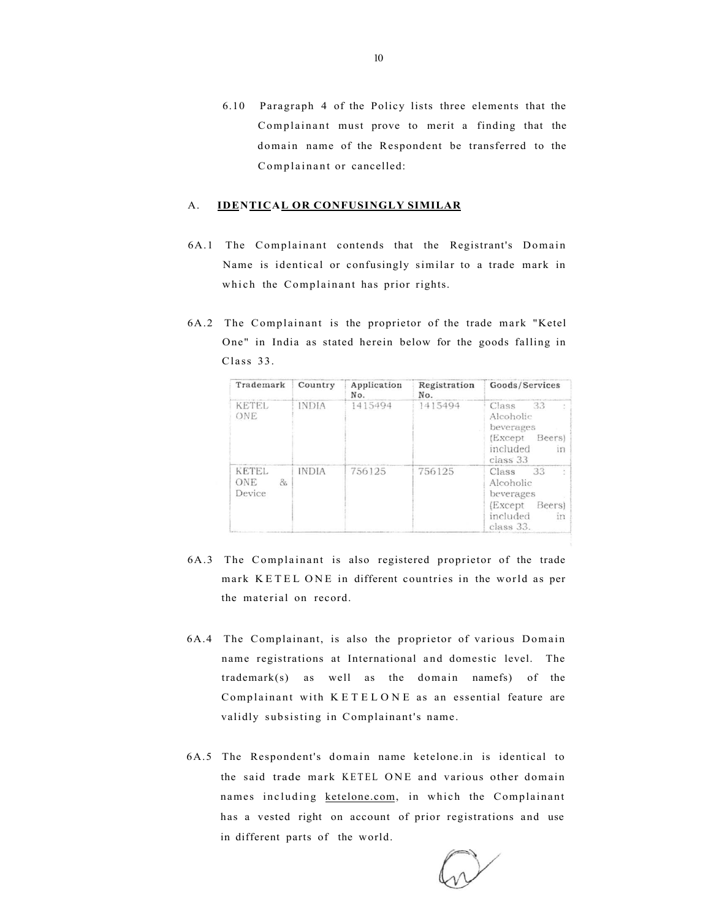6.10 Paragraph 4 of the Policy lists three elements that the Complainant must prove to merit a finding that the domain name of the Respondent be transferred to the Complainant or cancelled:

## A. IDENTICAL OR CONFUSINGLY SIMILAR

6A.1 The Complainant contends that the Registrant's Domain Name is identical or confusingly similar to a trade mark in which the Complainant has prior rights.

6A.2 The Complainant is the proprietor of the trade mark "Ketel One" in India as stated herein below for the goods falling in Class 33.

| Trademark | Country | Application No. | Registration No. | Goods/Services |
|---|---|---|---|---|
| KETEL ONE | INDIA | 1415494 | 1415494 | Class 33 : Alcoholic beverages (Except Beers) included in class 33 |
| KETEL ONE & Device | INDIA | 756125 | 756125 | Class 33 : Alcoholic beverages (Except Beers) included in class 33. |

6A.3 The Complainant is also registered proprietor of the trade mark KETEL ONE in different countries in the world as per the material on record.

6A.4 The Complainant, is also the proprietor of various Domain name registrations at International and domestic level. The trademark(s) as well as the domain namefs) of the Complainant with KETELONE as an essential feature are validly subsisting in Complainant's name.

6A.5 The Respondent's domain name ketelone.in is identical to the said trade mark KETEL ONE and various other domain names including ketelone.com, in which the Complainant has a vested right on account of prior registrations and use in different parts of the world.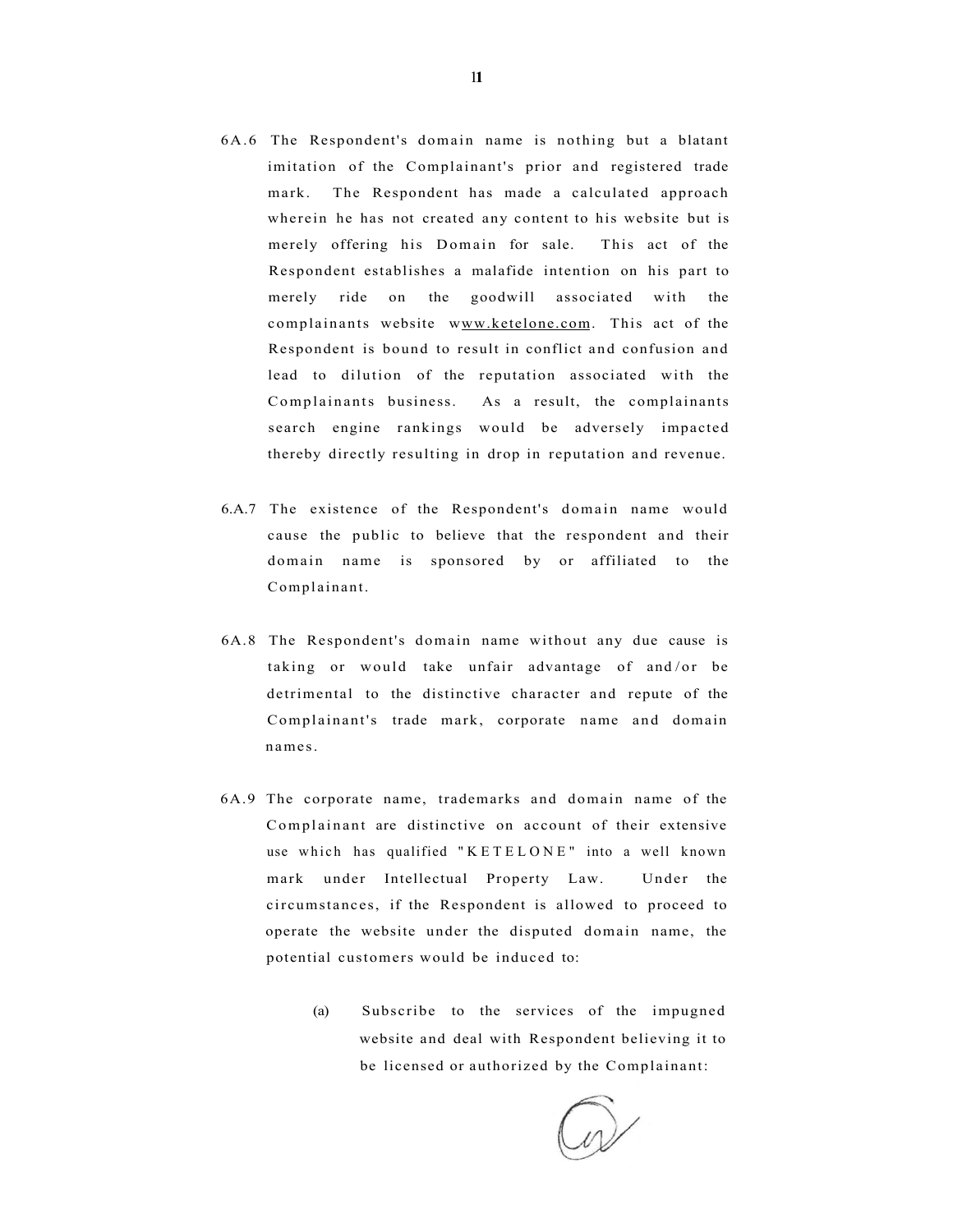6A.6 The Respondent's domain name is nothing but a blatant imitation of the Complainant's prior and registered trade mark. The Respondent has made a calculated approach wherein he has not created any content to his website but is merely offering his Domain for sale. This act of the Respondent establishes a malafide intention on his part to merely ride on the goodwill associated with the complainants website www.ketelone.com. This act of the Respondent is bound to result in conflict and confusion and lead to dilution of the reputation associated with the Complainants business. As a result, the complainants search engine rankings would be adversely impacted thereby directly resulting in drop in reputation and revenue.

6.A.7 The existence of the Respondent's domain name would cause the public to believe that the respondent and their domain name is sponsored by or affiliated to the Complainant.

6A.8 The Respondent's domain name without any due cause is taking or would take unfair advantage of and/or be detrimental to the distinctive character and repute of the Complainant's trade mark, corporate name and domain names.

6A.9 The corporate name, trademarks and domain name of the Complainant are distinctive on account of their extensive use which has qualified "KETELONE" into a well known mark under Intellectual Property Law. Under the circumstances, if the Respondent is allowed to proceed to operate the website under the disputed domain name, the potential customers would be induced to:

(a) Subscribe to the services of the impugned website and deal with Respondent believing it to be licensed or authorized by the Complainant: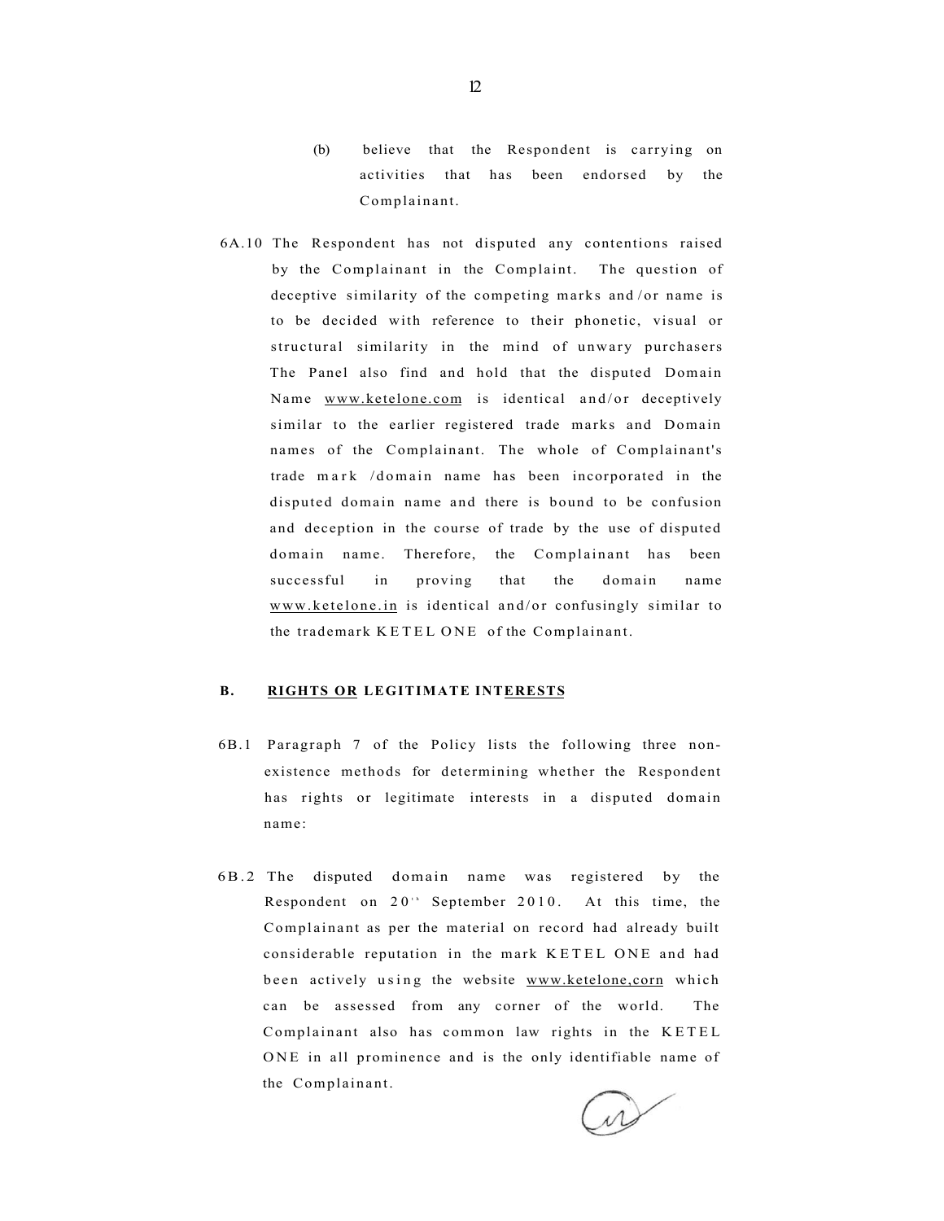(b) believe that the Respondent is carrying on activities that has been endorsed by the Complainant.

6A.10 The Respondent has not disputed any contentions raised by the Complainant in the Complaint. The question of deceptive similarity of the competing marks and/or name is to be decided with reference to their phonetic, visual or structural similarity in the mind of unwary purchasers The Panel also find and hold that the disputed Domain Name www.ketelone.com is identical and/or deceptively similar to the earlier registered trade marks and Domain names of the Complainant. The whole of Complainant's trade mark /domain name has been incorporated in the disputed domain name and there is bound to be confusion and deception in the course of trade by the use of disputed domain name. Therefore, the Complainant has been successful in proving that the domain name www.ketelone.in is identical and/or confusingly similar to the trademark KETEL ONE of the Complainant.

**B. RIGHTS OR LEGITIMATE INTERESTS**

6B.1 Paragraph 7 of the Policy lists the following three non-existence methods for determining whether the Respondent has rights or legitimate interests in a disputed domain name:

6B.2 The disputed domain name was registered by the Respondent on 20th September 2010. At this time, the Complainant as per the material on record had already built considerable reputation in the mark KETEL ONE and had been actively using the website www.ketelone,corn which can be assessed from any corner of the world. The Complainant also has common law rights in the KETEL ONE in all prominence and is the only identifiable name of the Complainant.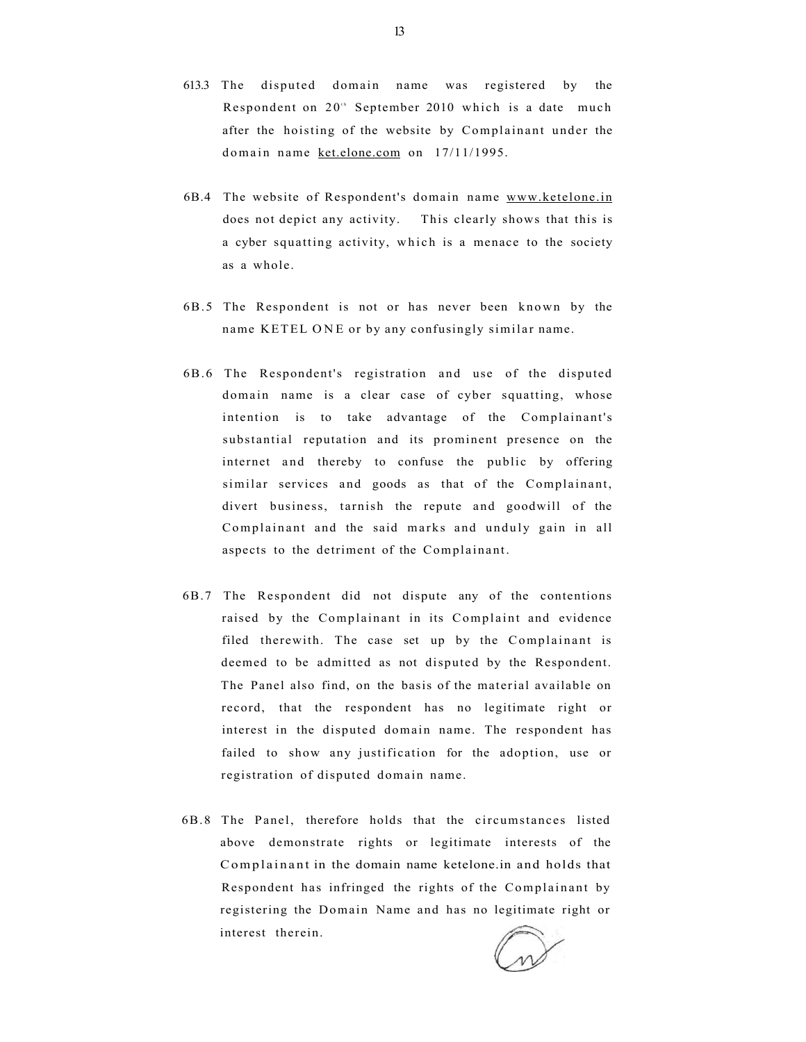6B.3 The disputed domain name was registered by the Respondent on 20th September 2010 which is a date much after the hoisting of the website by Complainant under the domain name ket.elone.com on 17/11/1995.

6B.4 The website of Respondent's domain name www.ketelone.in does not depict any activity. This clearly shows that this is a cyber squatting activity, which is a menace to the society as a whole.

6B.5 The Respondent is not or has never been known by the name KETEL ONE or by any confusingly similar name.

6B.6 The Respondent's registration and use of the disputed domain name is a clear case of cyber squatting, whose intention is to take advantage of the Complainant's substantial reputation and its prominent presence on the internet and thereby to confuse the public by offering similar services and goods as that of the Complainant, divert business, tarnish the repute and goodwill of the Complainant and the said marks and unduly gain in all aspects to the detriment of the Complainant.

6B.7 The Respondent did not dispute any of the contentions raised by the Complainant in its Complaint and evidence filed therewith. The case set up by the Complainant is deemed to be admitted as not disputed by the Respondent. The Panel also find, on the basis of the material available on record, that the respondent has no legitimate right or interest in the disputed domain name. The respondent has failed to show any justification for the adoption, use or registration of disputed domain name.

6B.8 The Panel, therefore holds that the circumstances listed above demonstrate rights or legitimate interests of the Complainant in the domain name ketelone.in and holds that Respondent has infringed the rights of the Complainant by registering the Domain Name and has no legitimate right or interest therein.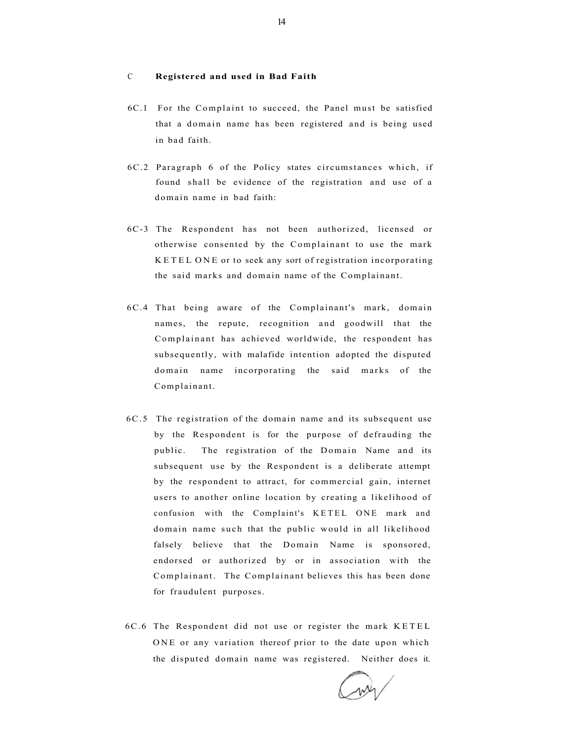## C Registered and used in Bad Faith

6C.1 For the Complaint to succeed, the Panel must be satisfied that a domain name has been registered and is being used in bad faith.

6C.2 Paragraph 6 of the Policy states circumstances which, if found shall be evidence of the registration and use of a domain name in bad faith:

6C-3 The Respondent has not been authorized, licensed or otherwise consented by the Complainant to use the mark KETEL ONE or to seek any sort of registration incorporating the said marks and domain name of the Complainant.

6C.4 That being aware of the Complainant's mark, domain names, the repute, recognition and goodwill that the Complainant has achieved worldwide, the respondent has subsequently, with malafide intention adopted the disputed domain name incorporating the said marks of the Complainant.

6C.5 The registration of the domain name and its subsequent use by the Respondent is for the purpose of defrauding the public. The registration of the Domain Name and its subsequent use by the Respondent is a deliberate attempt by the respondent to attract, for commercial gain, internet users to another online location by creating a likelihood of confusion with the Complaint's KETEL ONE mark and domain name such that the public would in all likelihood falsely believe that the Domain Name is sponsored, endorsed or authorized by or in association with the Complainant. The Complainant believes this has been done for fraudulent purposes.

6C.6 The Respondent did not use or register the mark KETEL ONE or any variation thereof prior to the date upon which the disputed domain name was registered. Neither does it.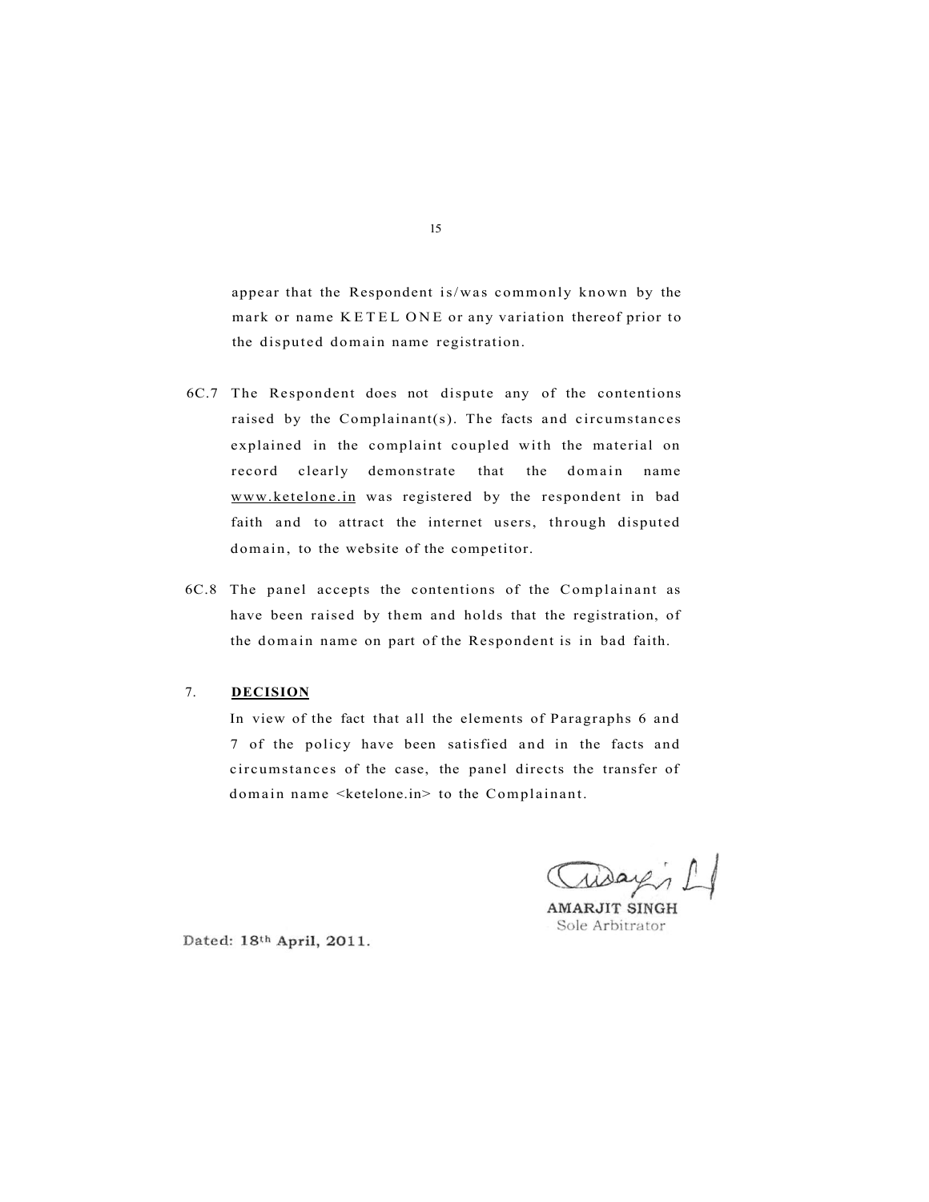appear that the Respondent is/was commonly known by the mark or name KETEL ONE or any variation thereof prior to the disputed domain name registration.

6C.7 The Respondent does not dispute any of the contentions raised by the Complainant(s). The facts and circumstances explained in the complaint coupled with the material on record clearly demonstrate that the domain name www.ketelone.in was registered by the respondent in bad faith and to attract the internet users, through disputed domain, to the website of the competitor.

6C.8 The panel accepts the contentions of the Complainant as have been raised by them and holds that the registration, of the domain name on part of the Respondent is in bad faith.

## 7. DECISION

In view of the fact that all the elements of Paragraphs 6 and 7 of the policy have been satisfied and in the facts and circumstances of the case, the panel directs the transfer of domain name <ketelone.in> to the Complainant.

**AMARJIT SINGH**
Sole Arbitrator

Dated: 18th April, 2011.